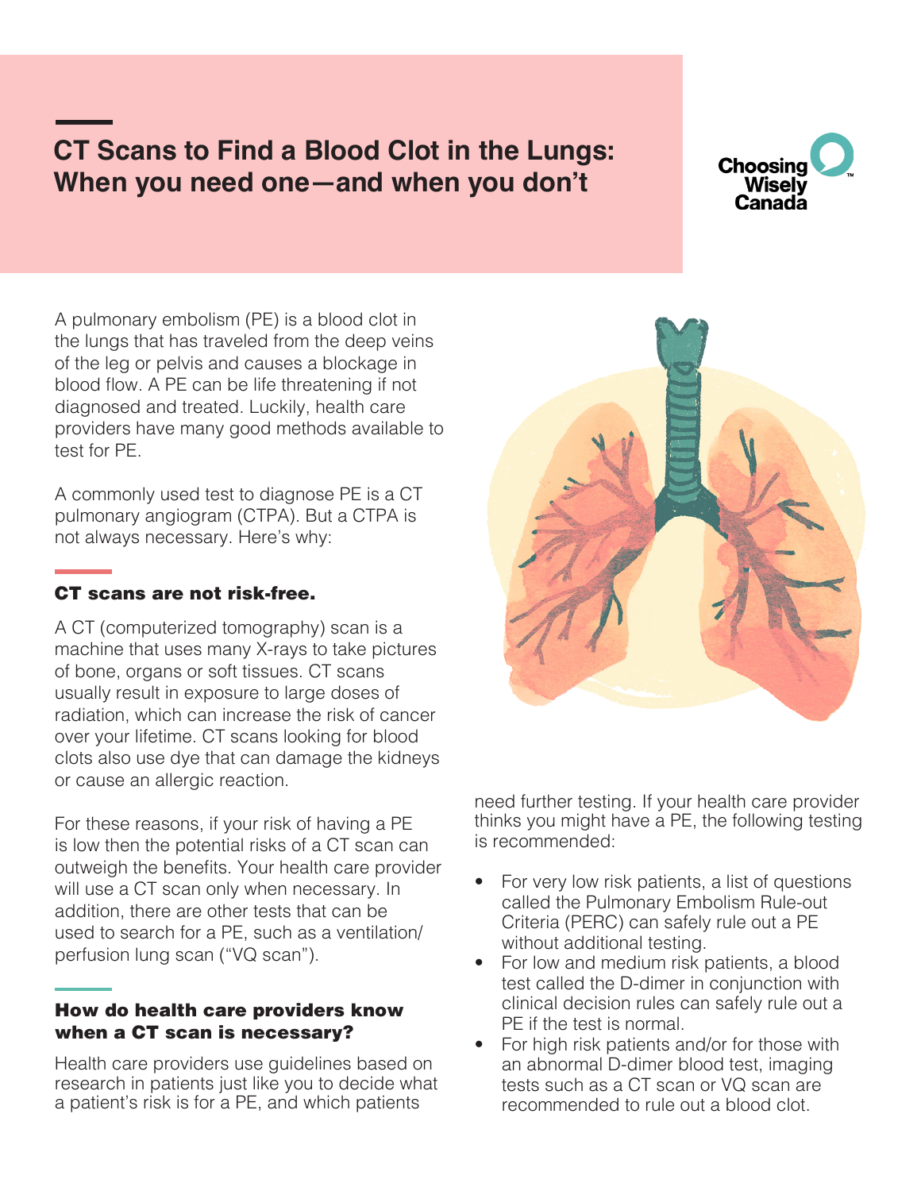# CT Scans to Find a Blood Clot in the Lungs: When you need one—and when you don't

Choosing Wisely Canada

A pulmonary embolism (PE) is a blood clot in the lungs that has traveled from the deep veins of the leg or pelvis and causes a blockage in blood flow. A PE can be life threatening if not diagnosed and treated. Luckily, health care providers have many good methods available to test for PE.

A commonly used test to diagnose PE is a CT pulmonary angiogram (CTPA). But a CTPA is not always necessary. Here's why:

## CT scans are not risk-free.

A CT (computerized tomography) scan is a machine that uses many X-rays to take pictures of bone, organs or soft tissues. CT scans usually result in exposure to large doses of radiation, which can increase the risk of cancer over your lifetime. CT scans looking for blood clots also use dye that can damage the kidneys or cause an allergic reaction.

For these reasons, if your risk of having a PE is low then the potential risks of a CT scan can outweigh the benefits. Your health care provider will use a CT scan only when necessary. In addition, there are other tests that can be used to search for a PE, such as a ventilation/perfusion lung scan ("VQ scan").

## How do health care providers know when a CT scan is necessary?

Health care providers use guidelines based on research in patients just like you to decide what a patient's risk is for a PE, and which patients need further testing. If your health care provider thinks you might have a PE, the following testing is recommended:

- For very low risk patients, a list of questions called the Pulmonary Embolism Rule-out Criteria (PERC) can safely rule out a PE without additional testing.
- For low and medium risk patients, a blood test called the D-dimer in conjunction with clinical decision rules can safely rule out a PE if the test is normal.
- For high risk patients and/or for those with an abnormal D-dimer blood test, imaging tests such as a CT scan or VQ scan are recommended to rule out a blood clot.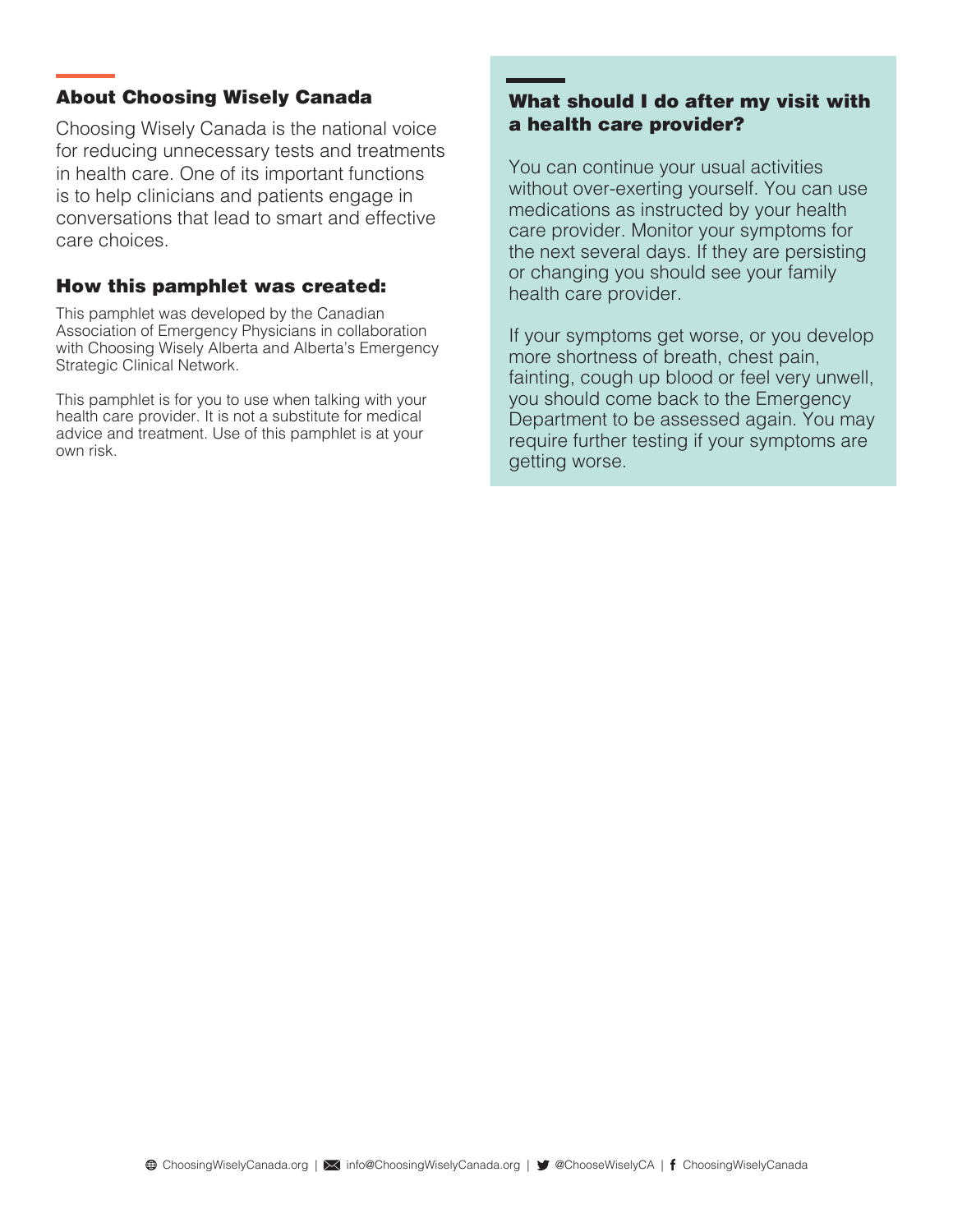## About Choosing Wisely Canada

Choosing Wisely Canada is the national voice for reducing unnecessary tests and treatments in health care. One of its important functions is to help clinicians and patients engage in conversations that lead to smart and effective care choices.

### How this pamphlet was created:

This pamphlet was developed by the Canadian Association of Emergency Physicians in collaboration with Choosing Wisely Alberta and Alberta's Emergency Strategic Clinical Network.

This pamphlet is for you to use when talking with your health care provider. It is not a substitute for medical advice and treatment. Use of this pamphlet is at your own risk.

## What should I do after my visit with a health care provider?

You can continue your usual activities without over-exerting yourself. You can use medications as instructed by your health care provider. Monitor your symptoms for the next several days. If they are persisting or changing you should see your family health care provider.

If your symptoms get worse, or you develop more shortness of breath, chest pain, fainting, cough up blood or feel very unwell, you should come back to the Emergency Department to be assessed again. You may require further testing if your symptoms are getting worse.

ChoosingWiselyCanada.org | info@ChoosingWiselyCanada.org | @ChooseWiselyCA | ChoosingWiselyCanada